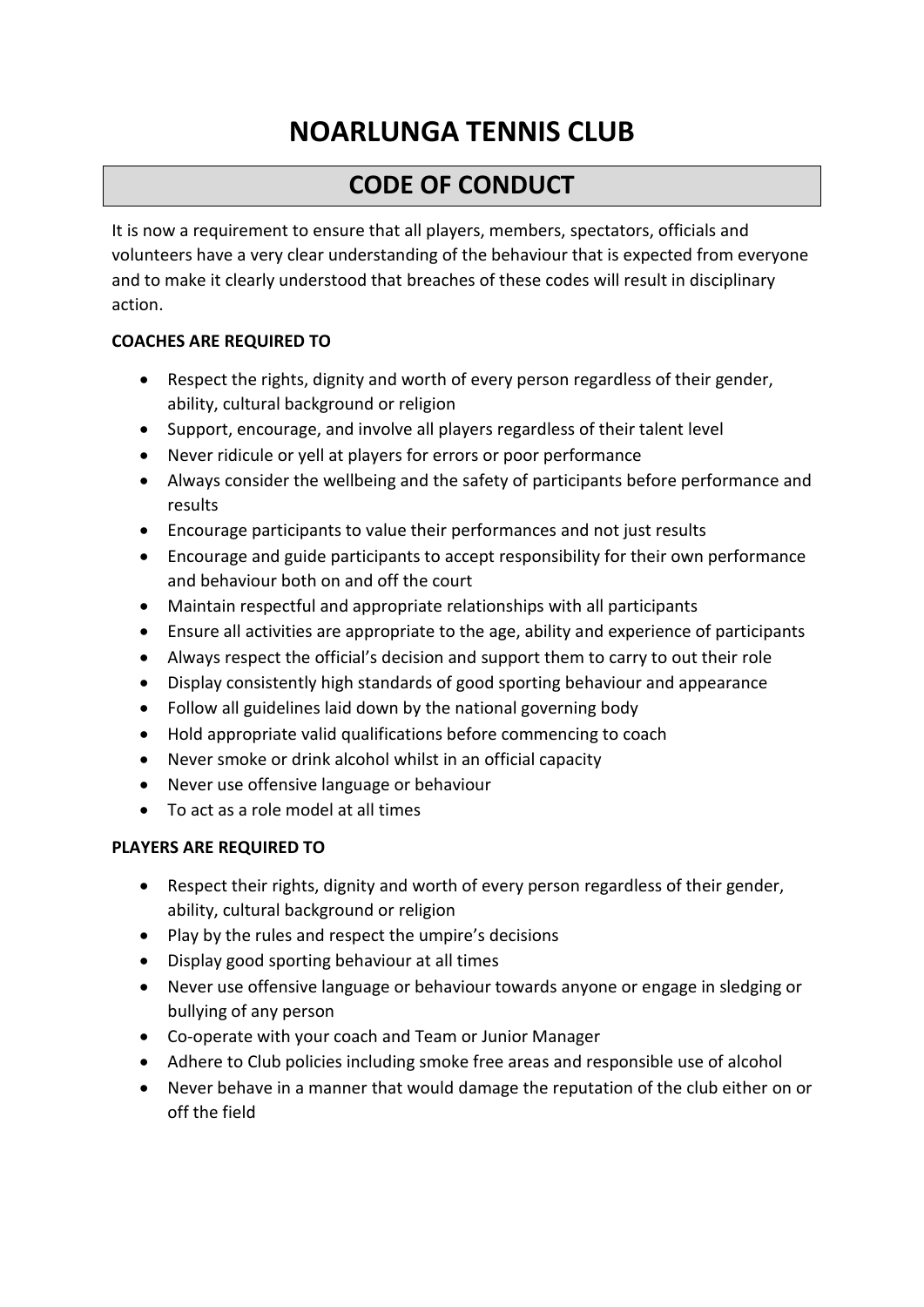# NOARLUNGA TENNIS CLUB

## CODE OF CONDUCT

It is now a requirement to ensure that all players, members, spectators, officials and volunteers have a very clear understanding of the behaviour that is expected from everyone and to make it clearly understood that breaches of these codes will result in disciplinary action.

**COACHES ARE REQUIRED TO**

- Respect the rights, dignity and worth of every person regardless of their gender, ability, cultural background or religion
- Support, encourage, and involve all players regardless of their talent level
- Never ridicule or yell at players for errors or poor performance
- Always consider the wellbeing and the safety of participants before performance and results
- Encourage participants to value their performances and not just results
- Encourage and guide participants to accept responsibility for their own performance and behaviour both on and off the court
- Maintain respectful and appropriate relationships with all participants
- Ensure all activities are appropriate to the age, ability and experience of participants
- Always respect the official's decision and support them to carry to out their role
- Display consistently high standards of good sporting behaviour and appearance
- Follow all guidelines laid down by the national governing body
- Hold appropriate valid qualifications before commencing to coach
- Never smoke or drink alcohol whilst in an official capacity
- Never use offensive language or behaviour
- To act as a role model at all times

**PLAYERS ARE REQUIRED TO**

- Respect their rights, dignity and worth of every person regardless of their gender, ability, cultural background or religion
- Play by the rules and respect the umpire's decisions
- Display good sporting behaviour at all times
- Never use offensive language or behaviour towards anyone or engage in sledging or bullying of any person
- Co-operate with your coach and Team or Junior Manager
- Adhere to Club policies including smoke free areas and responsible use of alcohol
- Never behave in a manner that would damage the reputation of the club either on or off the field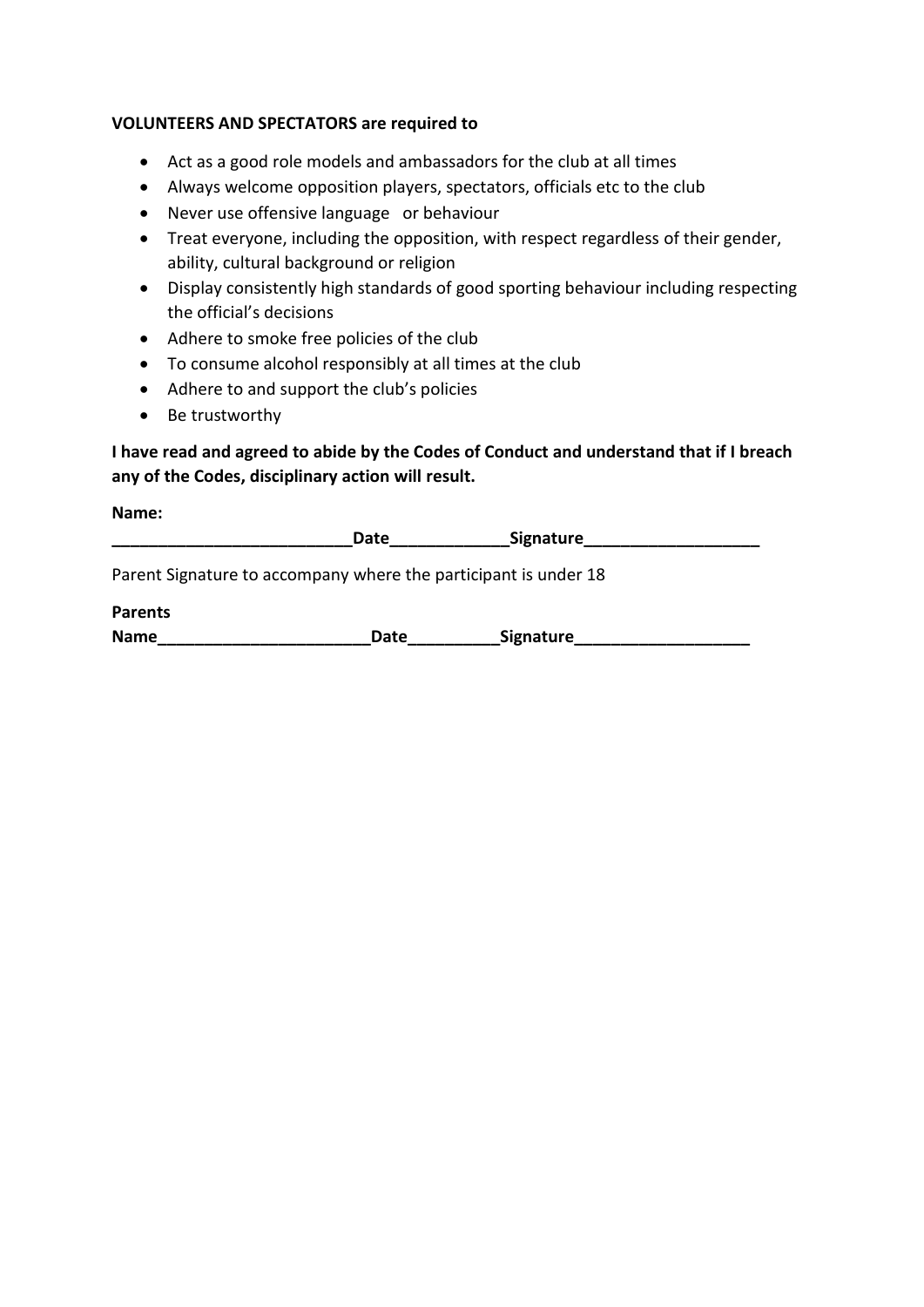**VOLUNTEERS AND SPECTATORS are required to**

- Act as a good role models and ambassadors for the club at all times
- Always welcome opposition players, spectators, officials etc to the club
- Never use offensive language or behaviour
- Treat everyone, including the opposition, with respect regardless of their gender, ability, cultural background or religion
- Display consistently high standards of good sporting behaviour including respecting the official's decisions
- Adhere to smoke free policies of the club
- To consume alcohol responsibly at all times at the club
- Adhere to and support the club's policies
- Be trustworthy

**I have read and agreed to abide by the Codes of Conduct and understand that if I breach any of the Codes, disciplinary action will result.**

**Name:**

**_________________________Date____________Signature__________________**

Parent Signature to accompany where the participant is under 18

**Parents**

**Name______________________Date_________Signature__________________**